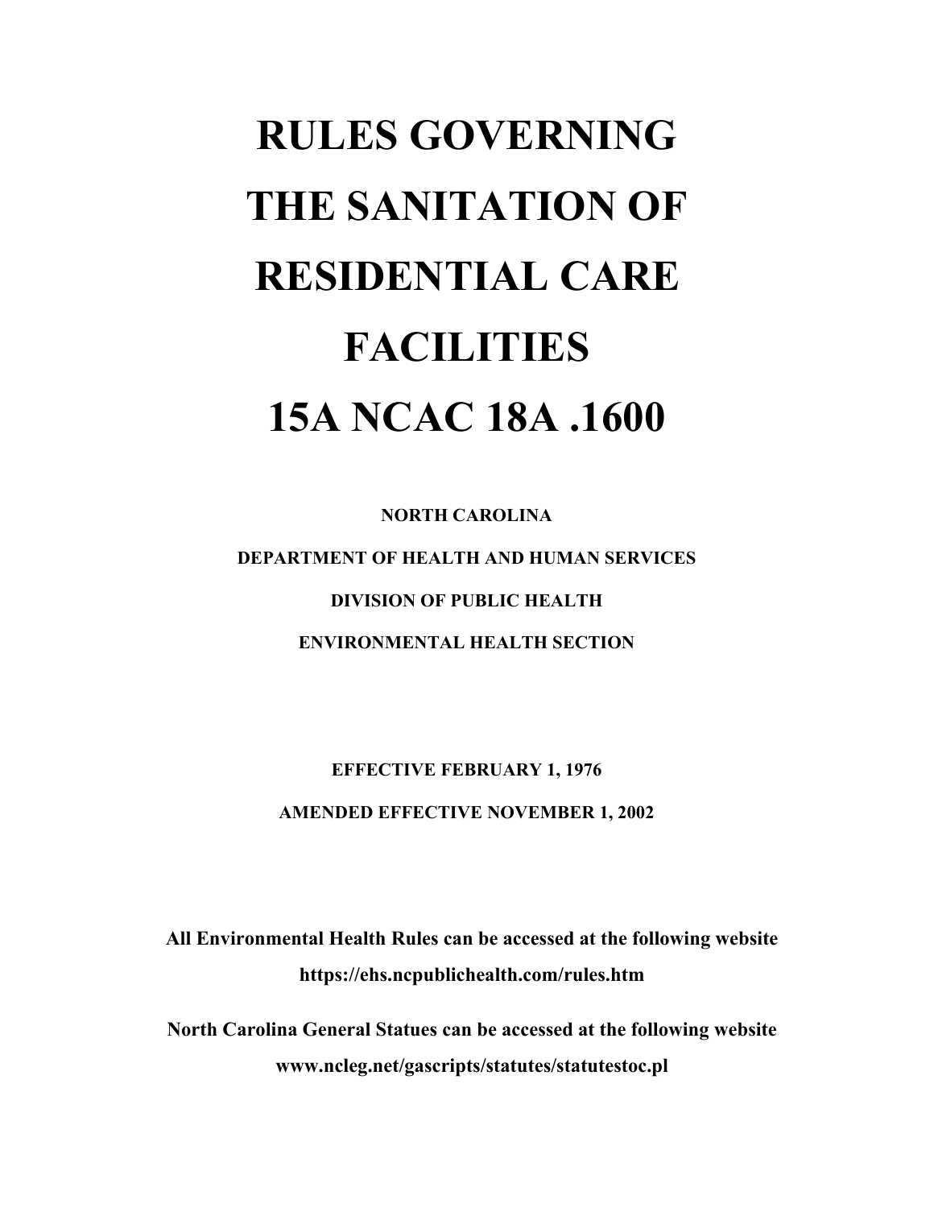# RULES GOVERNING THE SANITATION OF RESIDENTIAL CARE FACILITIES

# 15A NCAC 18A .1600

**NORTH CAROLINA**

**DEPARTMENT OF HEALTH AND HUMAN SERVICES**

**DIVISION OF PUBLIC HEALTH**

**ENVIRONMENTAL HEALTH SECTION**

**EFFECTIVE FEBRUARY 1, 1976**

**AMENDED EFFECTIVE NOVEMBER 1, 2002**

**All Environmental Health Rules can be accessed at the following website**
**https://ehs.ncpublichealth.com/rules.htm**

**North Carolina General Statues can be accessed at the following website**
**www.ncleg.net/gascripts/statutes/statutestoc.pl**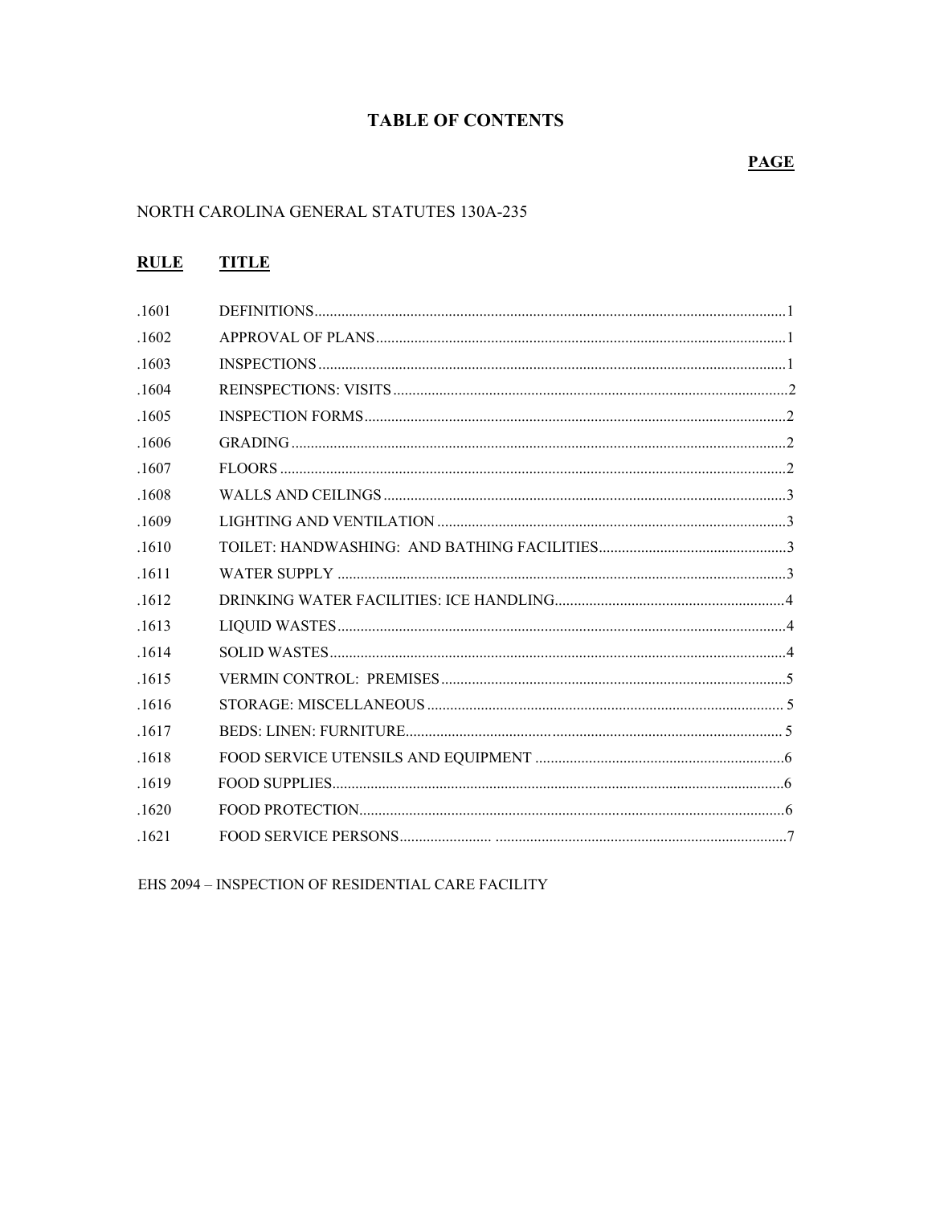# TABLE OF CONTENTS

**PAGE**

NORTH CAROLINA GENERAL STATUTES 130A-235

| RULE | TITLE | PAGE |
|---|---|---|
| .1601 | DEFINITIONS | 1 |
| .1602 | APPROVAL OF PLANS | 1 |
| .1603 | INSPECTIONS | 1 |
| .1604 | REINSPECTIONS: VISITS | 2 |
| .1605 | INSPECTION FORMS | 2 |
| .1606 | GRADING | 2 |
| .1607 | FLOORS | 2 |
| .1608 | WALLS AND CEILINGS | 3 |
| .1609 | LIGHTING AND VENTILATION | 3 |
| .1610 | TOILET: HANDWASHING: AND BATHING FACILITIES | 3 |
| .1611 | WATER SUPPLY | 3 |
| .1612 | DRINKING WATER FACILITIES: ICE HANDLING | 4 |
| .1613 | LIQUID WASTES | 4 |
| .1614 | SOLID WASTES | 4 |
| .1615 | VERMIN CONTROL: PREMISES | 5 |
| .1616 | STORAGE: MISCELLANEOUS | 5 |
| .1617 | BEDS: LINEN: FURNITURE | 5 |
| .1618 | FOOD SERVICE UTENSILS AND EQUIPMENT | 6 |
| .1619 | FOOD SUPPLIES | 6 |
| .1620 | FOOD PROTECTION | 6 |
| .1621 | FOOD SERVICE PERSONS | 7 |

EHS 2094 – INSPECTION OF RESIDENTIAL CARE FACILITY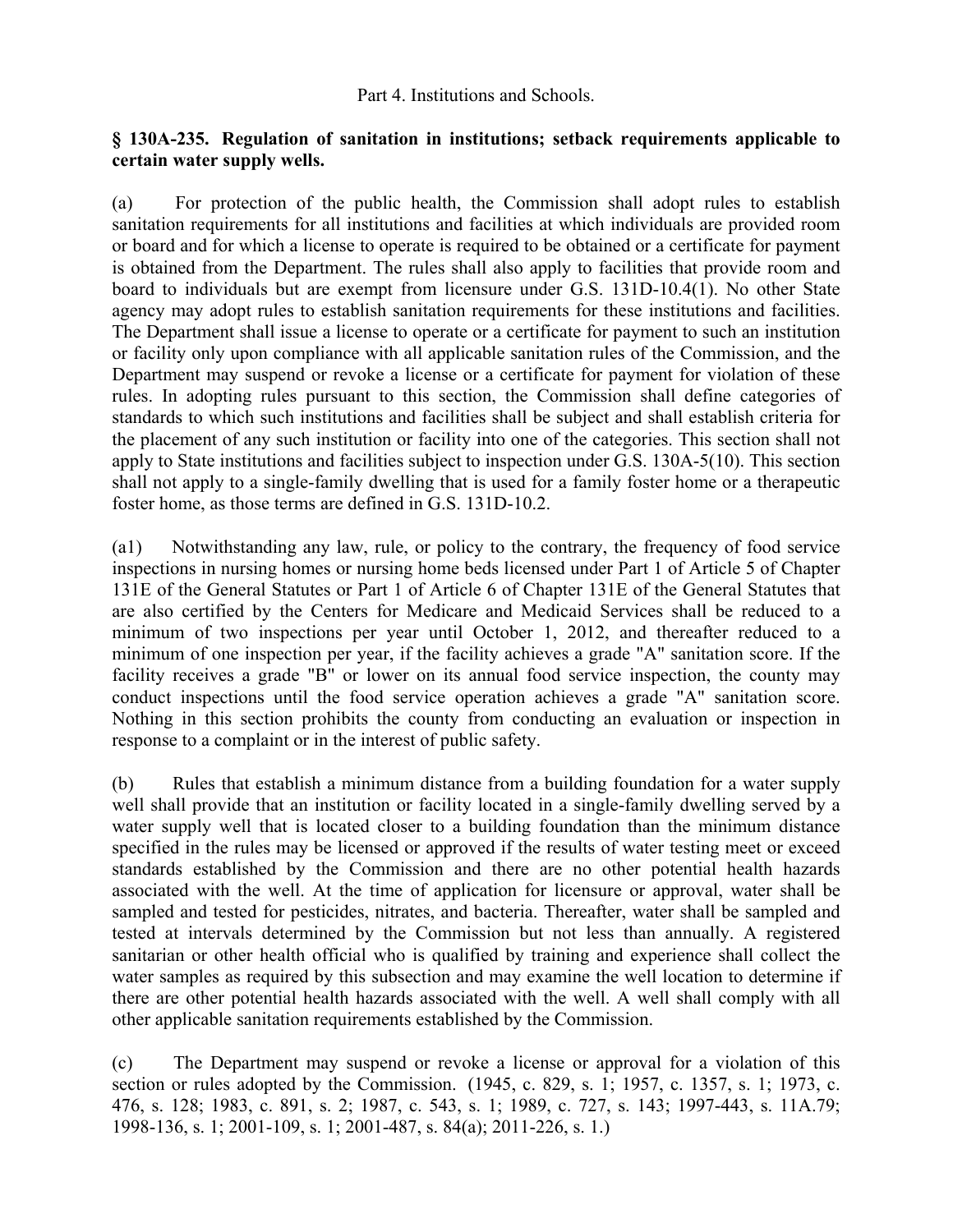Part 4. Institutions and Schools.

**§ 130A-235. Regulation of sanitation in institutions; setback requirements applicable to certain water supply wells.**

(a) For protection of the public health, the Commission shall adopt rules to establish sanitation requirements for all institutions and facilities at which individuals are provided room or board and for which a license to operate is required to be obtained or a certificate for payment is obtained from the Department. The rules shall also apply to facilities that provide room and board to individuals but are exempt from licensure under G.S. 131D-10.4(1). No other State agency may adopt rules to establish sanitation requirements for these institutions and facilities. The Department shall issue a license to operate or a certificate for payment to such an institution or facility only upon compliance with all applicable sanitation rules of the Commission, and the Department may suspend or revoke a license or a certificate for payment for violation of these rules. In adopting rules pursuant to this section, the Commission shall define categories of standards to which such institutions and facilities shall be subject and shall establish criteria for the placement of any such institution or facility into one of the categories. This section shall not apply to State institutions and facilities subject to inspection under G.S. 130A-5(10). This section shall not apply to a single-family dwelling that is used for a family foster home or a therapeutic foster home, as those terms are defined in G.S. 131D-10.2.

(a1) Notwithstanding any law, rule, or policy to the contrary, the frequency of food service inspections in nursing homes or nursing home beds licensed under Part 1 of Article 5 of Chapter 131E of the General Statutes or Part 1 of Article 6 of Chapter 131E of the General Statutes that are also certified by the Centers for Medicare and Medicaid Services shall be reduced to a minimum of two inspections per year until October 1, 2012, and thereafter reduced to a minimum of one inspection per year, if the facility achieves a grade "A" sanitation score. If the facility receives a grade "B" or lower on its annual food service inspection, the county may conduct inspections until the food service operation achieves a grade "A" sanitation score. Nothing in this section prohibits the county from conducting an evaluation or inspection in response to a complaint or in the interest of public safety.

(b) Rules that establish a minimum distance from a building foundation for a water supply well shall provide that an institution or facility located in a single-family dwelling served by a water supply well that is located closer to a building foundation than the minimum distance specified in the rules may be licensed or approved if the results of water testing meet or exceed standards established by the Commission and there are no other potential health hazards associated with the well. At the time of application for licensure or approval, water shall be sampled and tested for pesticides, nitrates, and bacteria. Thereafter, water shall be sampled and tested at intervals determined by the Commission but not less than annually. A registered sanitarian or other health official who is qualified by training and experience shall collect the water samples as required by this subsection and may examine the well location to determine if there are other potential health hazards associated with the well. A well shall comply with all other applicable sanitation requirements established by the Commission.

(c) The Department may suspend or revoke a license or approval for a violation of this section or rules adopted by the Commission. (1945, c. 829, s. 1; 1957, c. 1357, s. 1; 1973, c. 476, s. 128; 1983, c. 891, s. 2; 1987, c. 543, s. 1; 1989, c. 727, s. 143; 1997-443, s. 11A.79; 1998-136, s. 1; 2001-109, s. 1; 2001-487, s. 84(a); 2011-226, s. 1.)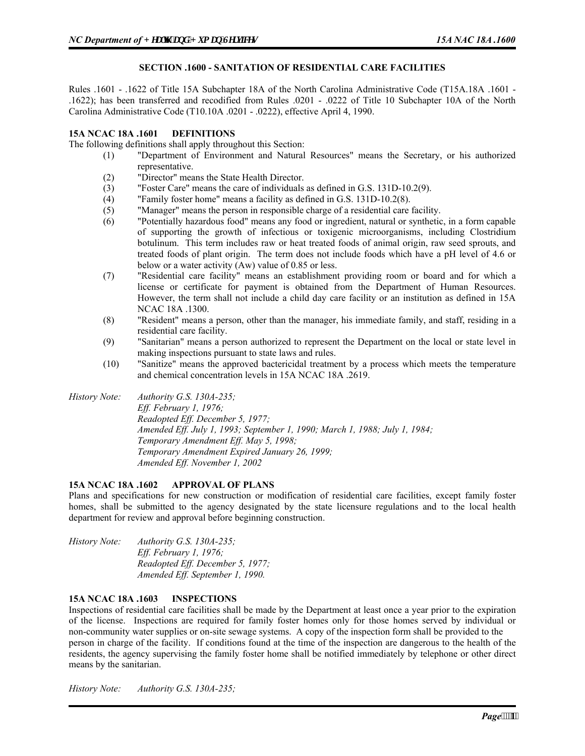## SECTION .1600 - SANITATION OF RESIDENTIAL CARE FACILITIES

Rules .1601 - .1622 of Title 15A Subchapter 18A of the North Carolina Administrative Code (T15A.18A .1601 - .1622); has been transferred and recodified from Rules .0201 - .0222 of Title 10 Subchapter 10A of the North Carolina Administrative Code (T10.10A .0201 - .0222), effective April 4, 1990.

### 15A NCAC 18A .1601 DEFINITIONS

The following definitions shall apply throughout this Section:

(1) "Department of Environment and Natural Resources" means the Secretary, or his authorized representative.

(2) "Director" means the State Health Director.

(3) "Foster Care" means the care of individuals as defined in G.S. 131D-10.2(9).

(4) "Family foster home" means a facility as defined in G.S. 131D-10.2(8).

(5) "Manager" means the person in responsible charge of a residential care facility.

(6) "Potentially hazardous food" means any food or ingredient, natural or synthetic, in a form capable of supporting the growth of infectious or toxigenic microorganisms, including Clostridium botulinum. This term includes raw or heat treated foods of animal origin, raw seed sprouts, and treated foods of plant origin. The term does not include foods which have a pH level of 4.6 or below or a water activity (Aw) value of 0.85 or less.

(7) "Residential care facility" means an establishment providing room or board and for which a license or certificate for payment is obtained from the Department of Human Resources. However, the term shall not include a child day care facility or an institution as defined in 15A NCAC 18A .1300.

(8) "Resident" means a person, other than the manager, his immediate family, and staff, residing in a residential care facility.

(9) "Sanitarian" means a person authorized to represent the Department on the local or state level in making inspections pursuant to state laws and rules.

(10) "Sanitize" means the approved bactericidal treatment by a process which meets the temperature and chemical concentration levels in 15A NCAC 18A .2619.

*History Note: Authority G.S. 130A-235;*
*Eff. February 1, 1976;*
*Readopted Eff. December 5, 1977;*
*Amended Eff. July 1, 1993; September 1, 1990; March 1, 1988; July 1, 1984;*
*Temporary Amendment Eff. May 5, 1998;*
*Temporary Amendment Expired January 26, 1999;*
*Amended Eff. November 1, 2002*

### 15A NCAC 18A .1602 APPROVAL OF PLANS

Plans and specifications for new construction or modification of residential care facilities, except family foster homes, shall be submitted to the agency designated by the state licensure regulations and to the local health department for review and approval before beginning construction.

*History Note: Authority G.S. 130A-235;*
*Eff. February 1, 1976;*
*Readopted Eff. December 5, 1977;*
*Amended Eff. September 1, 1990.*

### 15A NCAC 18A .1603 INSPECTIONS

Inspections of residential care facilities shall be made by the Department at least once a year prior to the expiration of the license. Inspections are required for family foster homes only for those homes served by individual or non-community water supplies or on-site sewage systems. A copy of the inspection form shall be provided to the person in charge of the facility. If conditions found at the time of the inspection are dangerous to the health of the residents, the agency supervising the family foster home shall be notified immediately by telephone or other direct means by the sanitarian.

*History Note: Authority G.S. 130A-235;*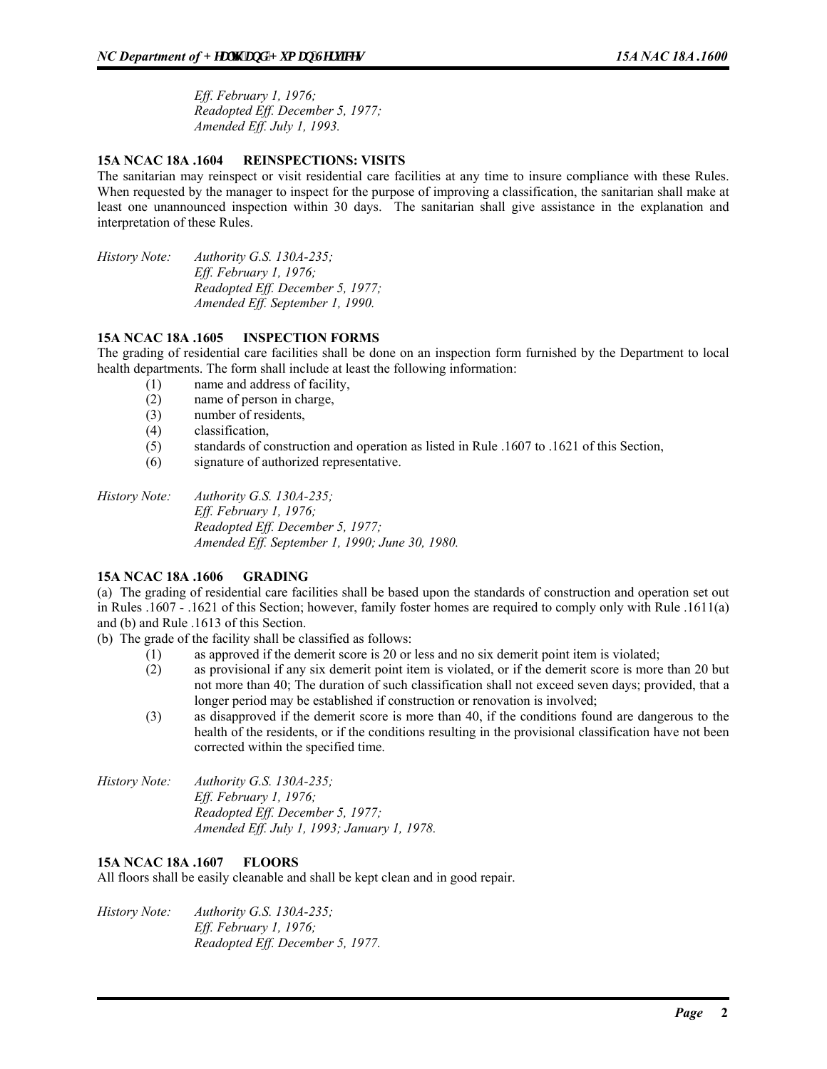*Eff. February 1, 1976;*
*Readopted Eff. December 5, 1977;*
*Amended Eff. July 1, 1993.*

**15A NCAC 18A .1604 REINSPECTIONS: VISITS**

The sanitarian may reinspect or visit residential care facilities at any time to insure compliance with these Rules. When requested by the manager to inspect for the purpose of improving a classification, the sanitarian shall make at least one unannounced inspection within 30 days. The sanitarian shall give assistance in the explanation and interpretation of these Rules.

*History Note: Authority G.S. 130A-235;*
*Eff. February 1, 1976;*
*Readopted Eff. December 5, 1977;*
*Amended Eff. September 1, 1990.*

**15A NCAC 18A .1605 INSPECTION FORMS**

The grading of residential care facilities shall be done on an inspection form furnished by the Department to local health departments. The form shall include at least the following information:

(1) name and address of facility,
(2) name of person in charge,
(3) number of residents,
(4) classification,
(5) standards of construction and operation as listed in Rule .1607 to .1621 of this Section,
(6) signature of authorized representative.

*History Note: Authority G.S. 130A-235;*
*Eff. February 1, 1976;*
*Readopted Eff. December 5, 1977;*
*Amended Eff. September 1, 1990; June 30, 1980.*

**15A NCAC 18A .1606 GRADING**

(a) The grading of residential care facilities shall be based upon the standards of construction and operation set out in Rules .1607 - .1621 of this Section; however, family foster homes are required to comply only with Rule .1611(a) and (b) and Rule .1613 of this Section.

(b) The grade of the facility shall be classified as follows:

(1) as approved if the demerit score is 20 or less and no six demerit point item is violated;
(2) as provisional if any six demerit point item is violated, or if the demerit score is more than 20 but not more than 40; The duration of such classification shall not exceed seven days; provided, that a longer period may be established if construction or renovation is involved;
(3) as disapproved if the demerit score is more than 40, if the conditions found are dangerous to the health of the residents, or if the conditions resulting in the provisional classification have not been corrected within the specified time.

*History Note: Authority G.S. 130A-235;*
*Eff. February 1, 1976;*
*Readopted Eff. December 5, 1977;*
*Amended Eff. July 1, 1993; January 1, 1978.*

**15A NCAC 18A .1607 FLOORS**

All floors shall be easily cleanable and shall be kept clean and in good repair.

*History Note: Authority G.S. 130A-235;*
*Eff. February 1, 1976;*
*Readopted Eff. December 5, 1977.*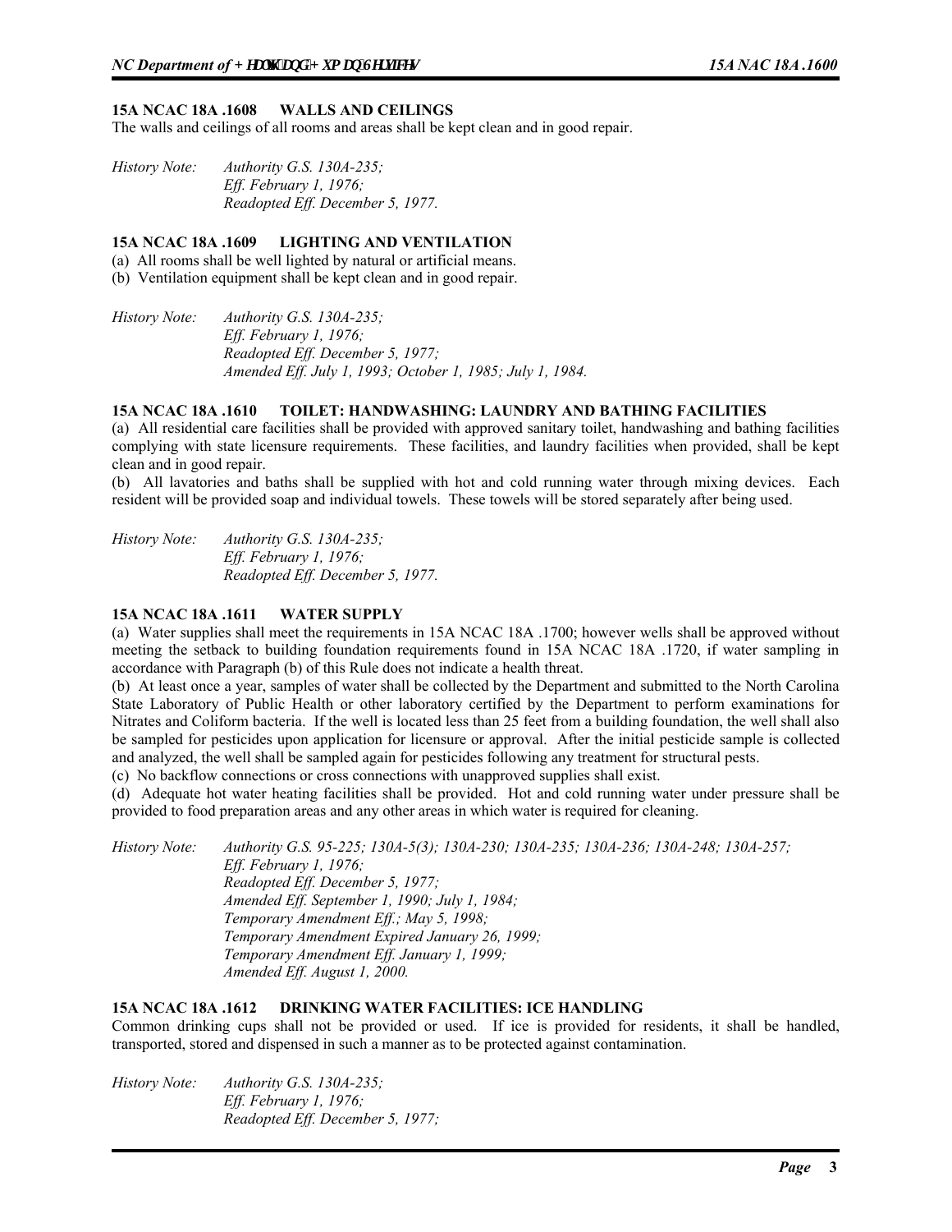### 15A NCAC 18A .1608 WALLS AND CEILINGS

The walls and ceilings of all rooms and areas shall be kept clean and in good repair.

*History Note: Authority G.S. 130A-235;*
*Eff. February 1, 1976;*
*Readopted Eff. December 5, 1977.*

### 15A NCAC 18A .1609 LIGHTING AND VENTILATION

(a) All rooms shall be well lighted by natural or artificial means.
(b) Ventilation equipment shall be kept clean and in good repair.

*History Note: Authority G.S. 130A-235;*
*Eff. February 1, 1976;*
*Readopted Eff. December 5, 1977;*
*Amended Eff. July 1, 1993; October 1, 1985; July 1, 1984.*

### 15A NCAC 18A .1610 TOILET: HANDWASHING: LAUNDRY AND BATHING FACILITIES

(a) All residential care facilities shall be provided with approved sanitary toilet, handwashing and bathing facilities complying with state licensure requirements. These facilities, and laundry facilities when provided, shall be kept clean and in good repair.

(b) All lavatories and baths shall be supplied with hot and cold running water through mixing devices. Each resident will be provided soap and individual towels. These towels will be stored separately after being used.

*History Note: Authority G.S. 130A-235;*
*Eff. February 1, 1976;*
*Readopted Eff. December 5, 1977.*

### 15A NCAC 18A .1611 WATER SUPPLY

(a) Water supplies shall meet the requirements in 15A NCAC 18A .1700; however wells shall be approved without meeting the setback to building foundation requirements found in 15A NCAC 18A .1720, if water sampling in accordance with Paragraph (b) of this Rule does not indicate a health threat.

(b) At least once a year, samples of water shall be collected by the Department and submitted to the North Carolina State Laboratory of Public Health or other laboratory certified by the Department to perform examinations for Nitrates and Coliform bacteria. If the well is located less than 25 feet from a building foundation, the well shall also be sampled for pesticides upon application for licensure or approval. After the initial pesticide sample is collected and analyzed, the well shall be sampled again for pesticides following any treatment for structural pests.

(c) No backflow connections or cross connections with unapproved supplies shall exist.

(d) Adequate hot water heating facilities shall be provided. Hot and cold running water under pressure shall be provided to food preparation areas and any other areas in which water is required for cleaning.

*History Note: Authority G.S. 95-225; 130A-5(3); 130A-230; 130A-235; 130A-236; 130A-248; 130A-257;*
*Eff. February 1, 1976;*
*Readopted Eff. December 5, 1977;*
*Amended Eff. September 1, 1990; July 1, 1984;*
*Temporary Amendment Eff.; May 5, 1998;*
*Temporary Amendment Expired January 26, 1999;*
*Temporary Amendment Eff. January 1, 1999;*
*Amended Eff. August 1, 2000.*

### 15A NCAC 18A .1612 DRINKING WATER FACILITIES: ICE HANDLING

Common drinking cups shall not be provided or used. If ice is provided for residents, it shall be handled, transported, stored and dispensed in such a manner as to be protected against contamination.

*History Note: Authority G.S. 130A-235;*
*Eff. February 1, 1976;*
*Readopted Eff. December 5, 1977;*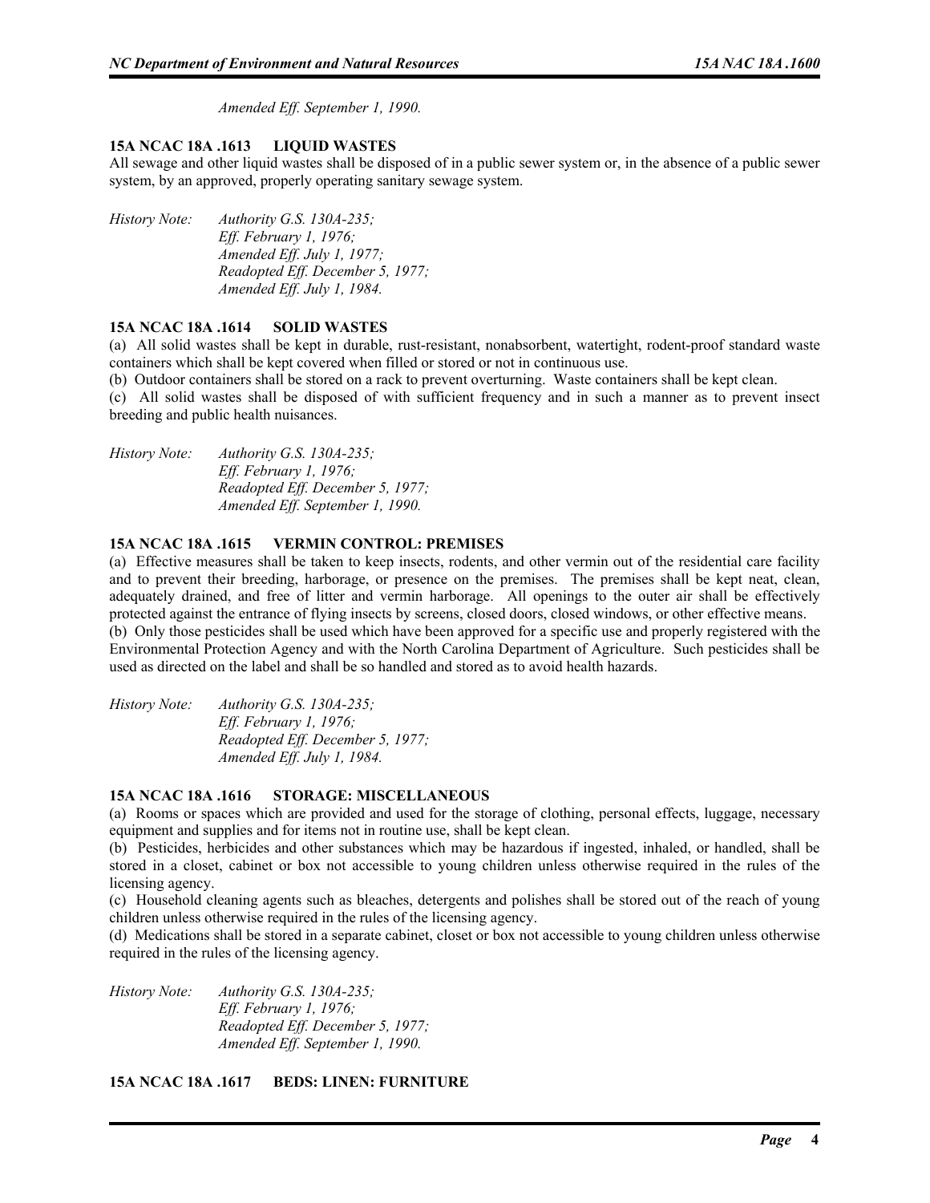*Amended Eff. September 1, 1990.*

### 15A NCAC 18A .1613 LIQUID WASTES

All sewage and other liquid wastes shall be disposed of in a public sewer system or, in the absence of a public sewer system, by an approved, properly operating sanitary sewage system.

*History Note: Authority G.S. 130A-235;*
*Eff. February 1, 1976;*
*Amended Eff. July 1, 1977;*
*Readopted Eff. December 5, 1977;*
*Amended Eff. July 1, 1984.*

### 15A NCAC 18A .1614 SOLID WASTES

(a) All solid wastes shall be kept in durable, rust-resistant, nonabsorbent, watertight, rodent-proof standard waste containers which shall be kept covered when filled or stored or not in continuous use.

(b) Outdoor containers shall be stored on a rack to prevent overturning. Waste containers shall be kept clean.

(c) All solid wastes shall be disposed of with sufficient frequency and in such a manner as to prevent insect breeding and public health nuisances.

*History Note: Authority G.S. 130A-235;*
*Eff. February 1, 1976;*
*Readopted Eff. December 5, 1977;*
*Amended Eff. September 1, 1990.*

### 15A NCAC 18A .1615 VERMIN CONTROL: PREMISES

(a) Effective measures shall be taken to keep insects, rodents, and other vermin out of the residential care facility and to prevent their breeding, harborage, or presence on the premises. The premises shall be kept neat, clean, adequately drained, and free of litter and vermin harborage. All openings to the outer air shall be effectively protected against the entrance of flying insects by screens, closed doors, closed windows, or other effective means.

(b) Only those pesticides shall be used which have been approved for a specific use and properly registered with the Environmental Protection Agency and with the North Carolina Department of Agriculture. Such pesticides shall be used as directed on the label and shall be so handled and stored as to avoid health hazards.

*History Note: Authority G.S. 130A-235;*
*Eff. February 1, 1976;*
*Readopted Eff. December 5, 1977;*
*Amended Eff. July 1, 1984.*

### 15A NCAC 18A .1616 STORAGE: MISCELLANEOUS

(a) Rooms or spaces which are provided and used for the storage of clothing, personal effects, luggage, necessary equipment and supplies and for items not in routine use, shall be kept clean.

(b) Pesticides, herbicides and other substances which may be hazardous if ingested, inhaled, or handled, shall be stored in a closet, cabinet or box not accessible to young children unless otherwise required in the rules of the licensing agency.

(c) Household cleaning agents such as bleaches, detergents and polishes shall be stored out of the reach of young children unless otherwise required in the rules of the licensing agency.

(d) Medications shall be stored in a separate cabinet, closet or box not accessible to young children unless otherwise required in the rules of the licensing agency.

*History Note: Authority G.S. 130A-235;*
*Eff. February 1, 1976;*
*Readopted Eff. December 5, 1977;*
*Amended Eff. September 1, 1990.*

### 15A NCAC 18A .1617 BEDS: LINEN: FURNITURE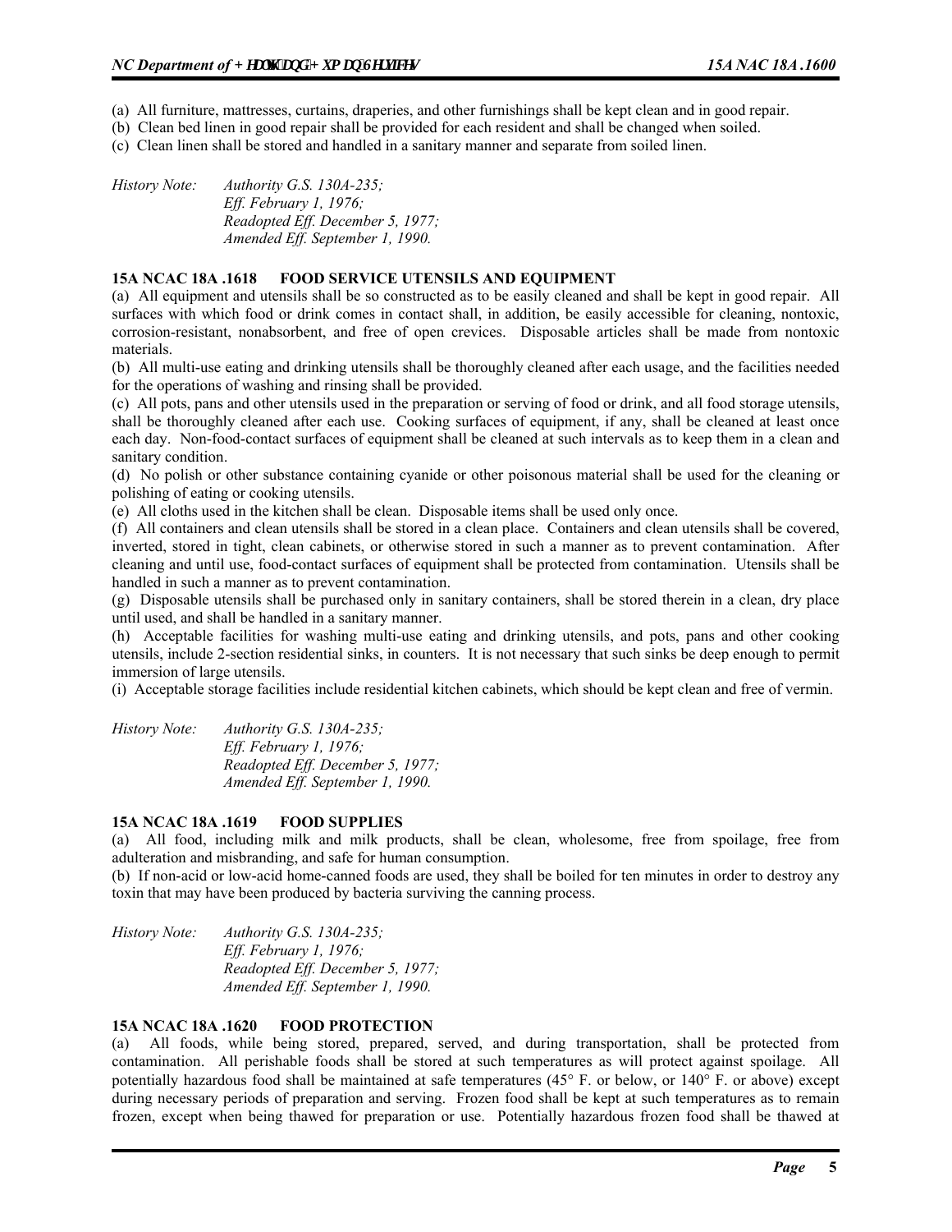(a) All furniture, mattresses, curtains, draperies, and other furnishings shall be kept clean and in good repair.
(b) Clean bed linen in good repair shall be provided for each resident and shall be changed when soiled.
(c) Clean linen shall be stored and handled in a sanitary manner and separate from soiled linen.

*History Note: Authority G.S. 130A-235;*
*Eff. February 1, 1976;*
*Readopted Eff. December 5, 1977;*
*Amended Eff. September 1, 1990.*

### 15A NCAC 18A .1618 FOOD SERVICE UTENSILS AND EQUIPMENT

(a) All equipment and utensils shall be so constructed as to be easily cleaned and shall be kept in good repair. All surfaces with which food or drink comes in contact shall, in addition, be easily accessible for cleaning, nontoxic, corrosion-resistant, nonabsorbent, and free of open crevices. Disposable articles shall be made from nontoxic materials.
(b) All multi-use eating and drinking utensils shall be thoroughly cleaned after each usage, and the facilities needed for the operations of washing and rinsing shall be provided.
(c) All pots, pans and other utensils used in the preparation or serving of food or drink, and all food storage utensils, shall be thoroughly cleaned after each use. Cooking surfaces of equipment, if any, shall be cleaned at least once each day. Non-food-contact surfaces of equipment shall be cleaned at such intervals as to keep them in a clean and sanitary condition.
(d) No polish or other substance containing cyanide or other poisonous material shall be used for the cleaning or polishing of eating or cooking utensils.
(e) All cloths used in the kitchen shall be clean. Disposable items shall be used only once.
(f) All containers and clean utensils shall be stored in a clean place. Containers and clean utensils shall be covered, inverted, stored in tight, clean cabinets, or otherwise stored in such a manner as to prevent contamination. After cleaning and until use, food-contact surfaces of equipment shall be protected from contamination. Utensils shall be handled in such a manner as to prevent contamination.
(g) Disposable utensils shall be purchased only in sanitary containers, shall be stored therein in a clean, dry place until used, and shall be handled in a sanitary manner.
(h) Acceptable facilities for washing multi-use eating and drinking utensils, and pots, pans and other cooking utensils, include 2-section residential sinks, in counters. It is not necessary that such sinks be deep enough to permit immersion of large utensils.
(i) Acceptable storage facilities include residential kitchen cabinets, which should be kept clean and free of vermin.

*History Note: Authority G.S. 130A-235;*
*Eff. February 1, 1976;*
*Readopted Eff. December 5, 1977;*
*Amended Eff. September 1, 1990.*

### 15A NCAC 18A .1619 FOOD SUPPLIES

(a) All food, including milk and milk products, shall be clean, wholesome, free from spoilage, free from adulteration and misbranding, and safe for human consumption.
(b) If non-acid or low-acid home-canned foods are used, they shall be boiled for ten minutes in order to destroy any toxin that may have been produced by bacteria surviving the canning process.

*History Note: Authority G.S. 130A-235;*
*Eff. February 1, 1976;*
*Readopted Eff. December 5, 1977;*
*Amended Eff. September 1, 1990.*

### 15A NCAC 18A .1620 FOOD PROTECTION

(a) All foods, while being stored, prepared, served, and during transportation, shall be protected from contamination. All perishable foods shall be stored at such temperatures as will protect against spoilage. All potentially hazardous food shall be maintained at safe temperatures (45° F. or below, or 140° F. or above) except during necessary periods of preparation and serving. Frozen food shall be kept at such temperatures as to remain frozen, except when being thawed for preparation or use. Potentially hazardous frozen food shall be thawed at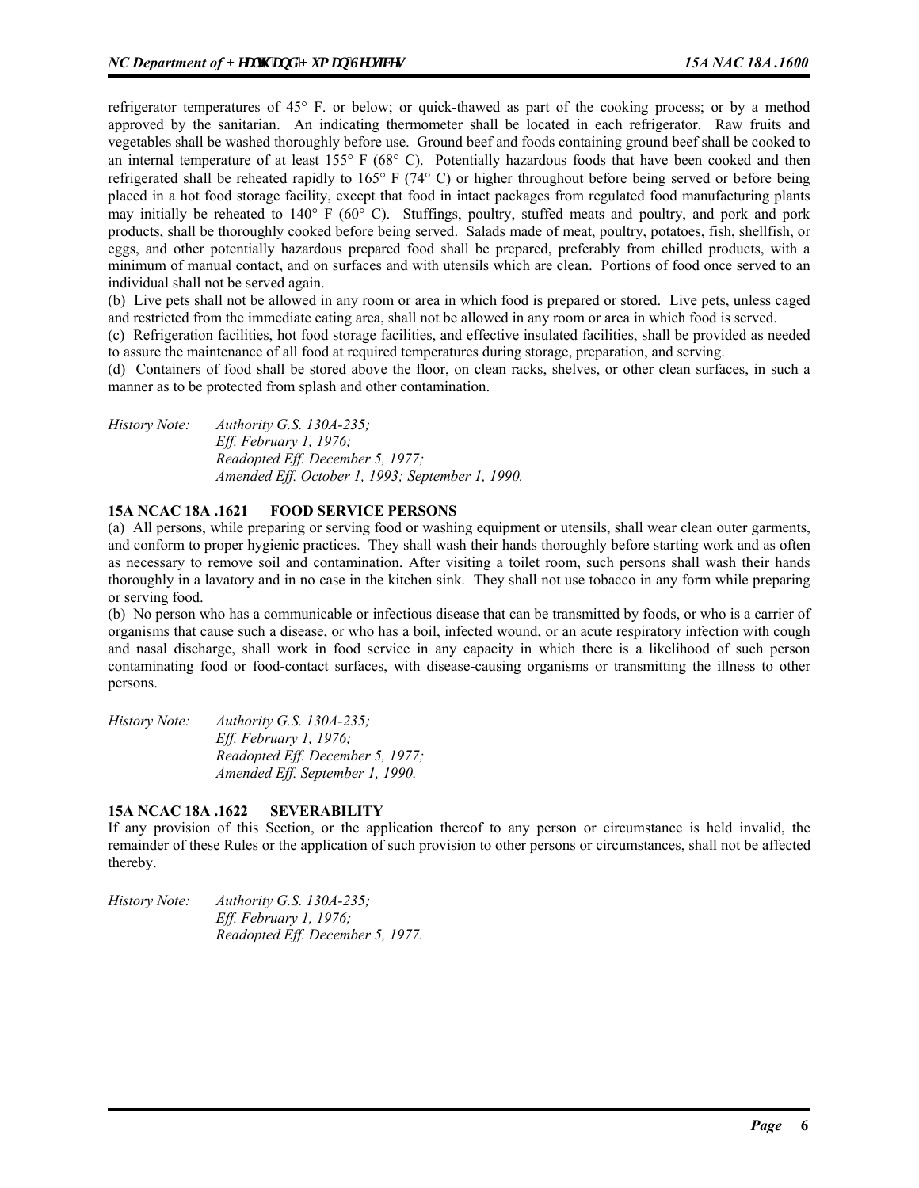refrigerator temperatures of 45° F. or below; or quick-thawed as part of the cooking process; or by a method approved by the sanitarian. An indicating thermometer shall be located in each refrigerator. Raw fruits and vegetables shall be washed thoroughly before use. Ground beef and foods containing ground beef shall be cooked to an internal temperature of at least 155° F (68° C). Potentially hazardous foods that have been cooked and then refrigerated shall be reheated rapidly to 165° F (74° C) or higher throughout before being served or before being placed in a hot food storage facility, except that food in intact packages from regulated food manufacturing plants may initially be reheated to 140° F (60° C). Stuffings, poultry, stuffed meats and poultry, and pork and pork products, shall be thoroughly cooked before being served. Salads made of meat, poultry, potatoes, fish, shellfish, or eggs, and other potentially hazardous prepared food shall be prepared, preferably from chilled products, with a minimum of manual contact, and on surfaces and with utensils which are clean. Portions of food once served to an individual shall not be served again.

(b) Live pets shall not be allowed in any room or area in which food is prepared or stored. Live pets, unless caged and restricted from the immediate eating area, shall not be allowed in any room or area in which food is served.

(c) Refrigeration facilities, hot food storage facilities, and effective insulated facilities, shall be provided as needed to assure the maintenance of all food at required temperatures during storage, preparation, and serving.

(d) Containers of food shall be stored above the floor, on clean racks, shelves, or other clean surfaces, in such a manner as to be protected from splash and other contamination.

*History Note: Authority G.S. 130A-235;*
*Eff. February 1, 1976;*
*Readopted Eff. December 5, 1977;*
*Amended Eff. October 1, 1993; September 1, 1990.*

**15A NCAC 18A .1621 FOOD SERVICE PERSONS**

(a) All persons, while preparing or serving food or washing equipment or utensils, shall wear clean outer garments, and conform to proper hygienic practices. They shall wash their hands thoroughly before starting work and as often as necessary to remove soil and contamination. After visiting a toilet room, such persons shall wash their hands thoroughly in a lavatory and in no case in the kitchen sink. They shall not use tobacco in any form while preparing or serving food.

(b) No person who has a communicable or infectious disease that can be transmitted by foods, or who is a carrier of organisms that cause such a disease, or who has a boil, infected wound, or an acute respiratory infection with cough and nasal discharge, shall work in food service in any capacity in which there is a likelihood of such person contaminating food or food-contact surfaces, with disease-causing organisms or transmitting the illness to other persons.

*History Note: Authority G.S. 130A-235;*
*Eff. February 1, 1976;*
*Readopted Eff. December 5, 1977;*
*Amended Eff. September 1, 1990.*

**15A NCAC 18A .1622 SEVERABILITY**

If any provision of this Section, or the application thereof to any person or circumstance is held invalid, the remainder of these Rules or the application of such provision to other persons or circumstances, shall not be affected thereby.

*History Note: Authority G.S. 130A-235;*
*Eff. February 1, 1976;*
*Readopted Eff. December 5, 1977.*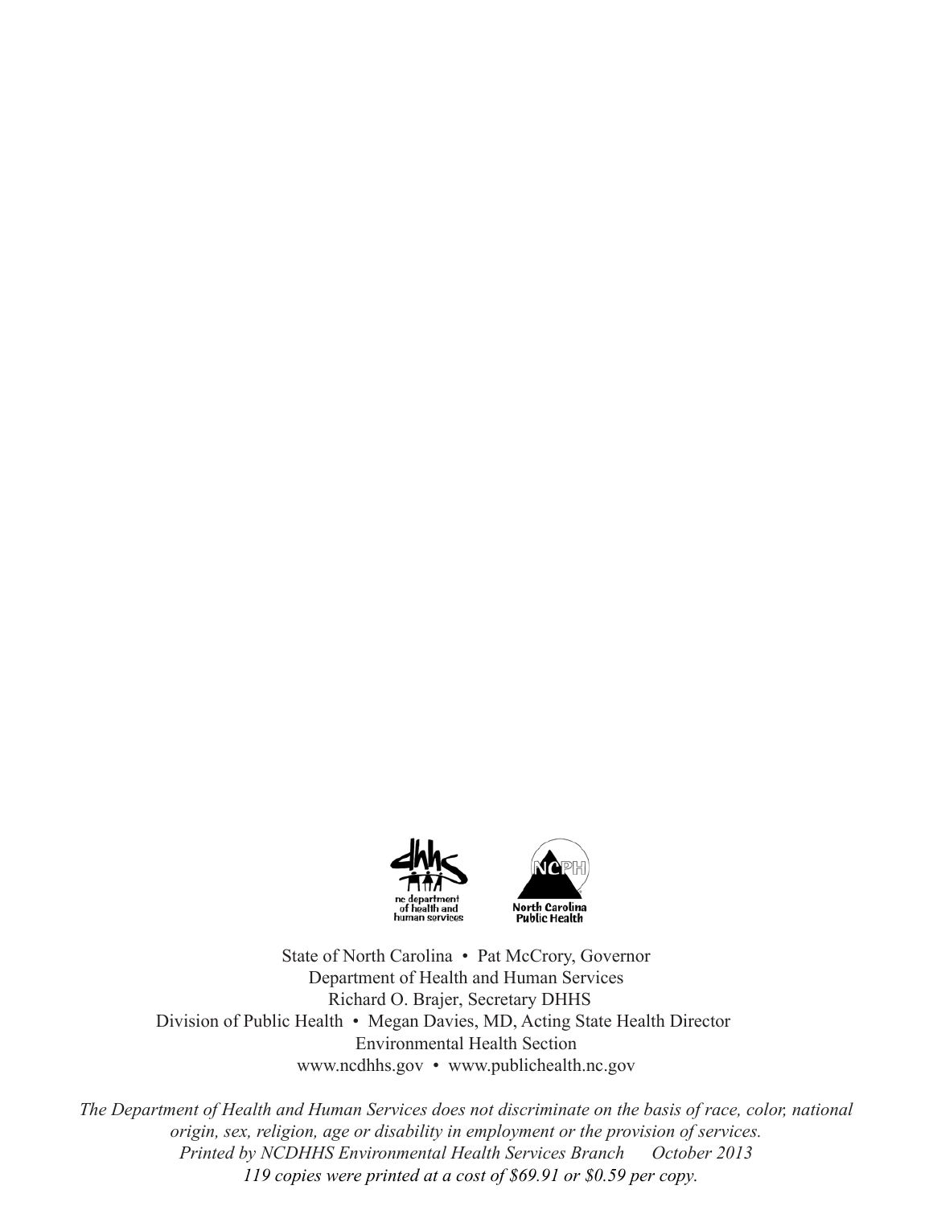nc department of health and human services

North Carolina Public Health

State of North Carolina • Pat McCrory, Governor
Department of Health and Human Services
Richard O. Brajer, Secretary DHHS
Division of Public Health • Megan Davies, MD, Acting State Health Director
Environmental Health Section
www.ncdhhs.gov • www.publichealth.nc.gov

*The Department of Health and Human Services does not discriminate on the basis of race, color, national origin, sex, religion, age or disability in employment or the provision of services.*
*Printed by NCDHHS Environmental Health Services Branch October 2013*
*119 copies were printed at a cost of $69.91 or $0.59 per copy.*